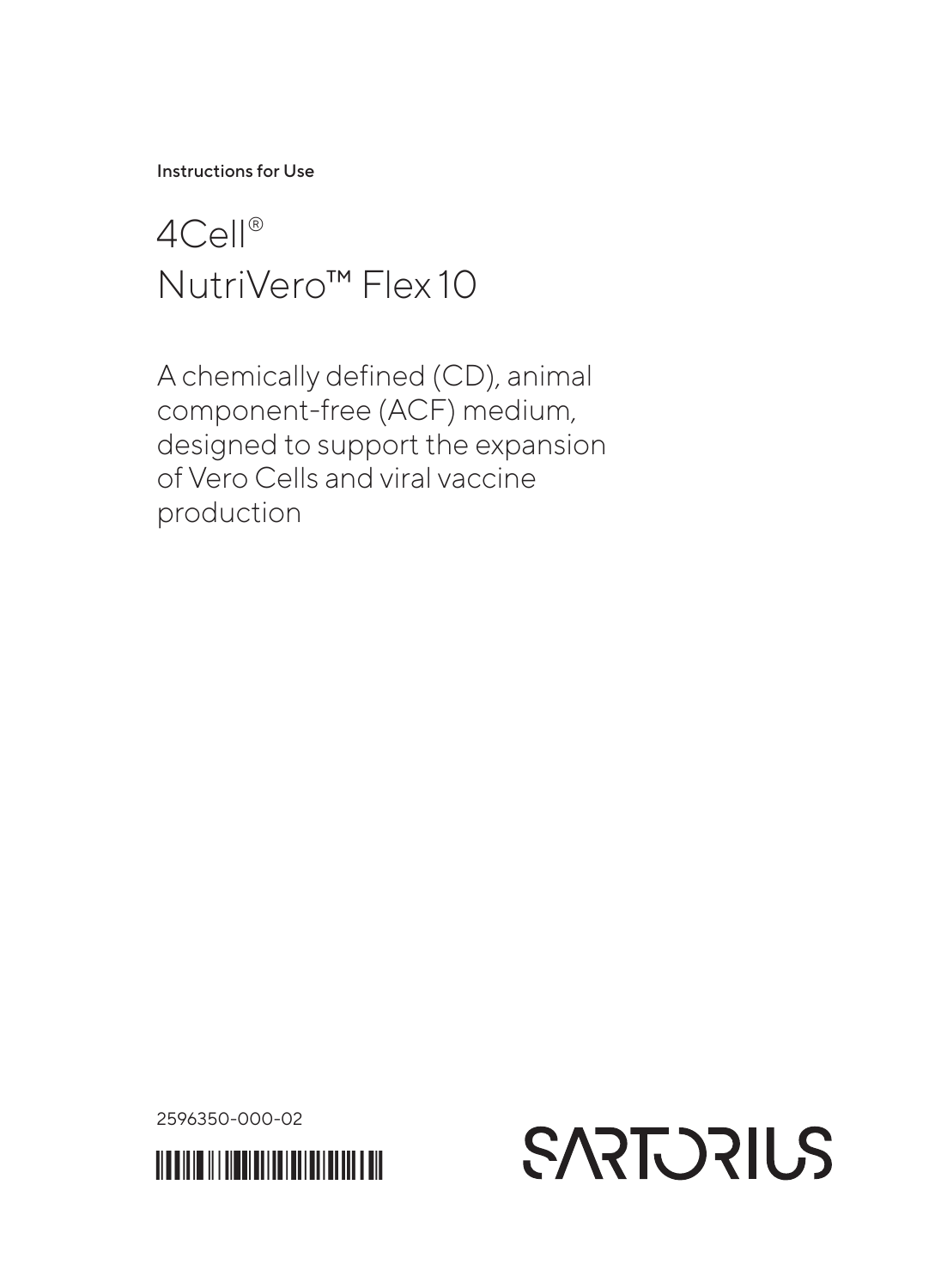Instructions for Use

# 4Cell®
# NutriVero™ Flex 10

A chemically defined (CD), animal component-free (ACF) medium, designed to support the expansion of Vero Cells and viral vaccine production

2596350-000-02

SARTORIUS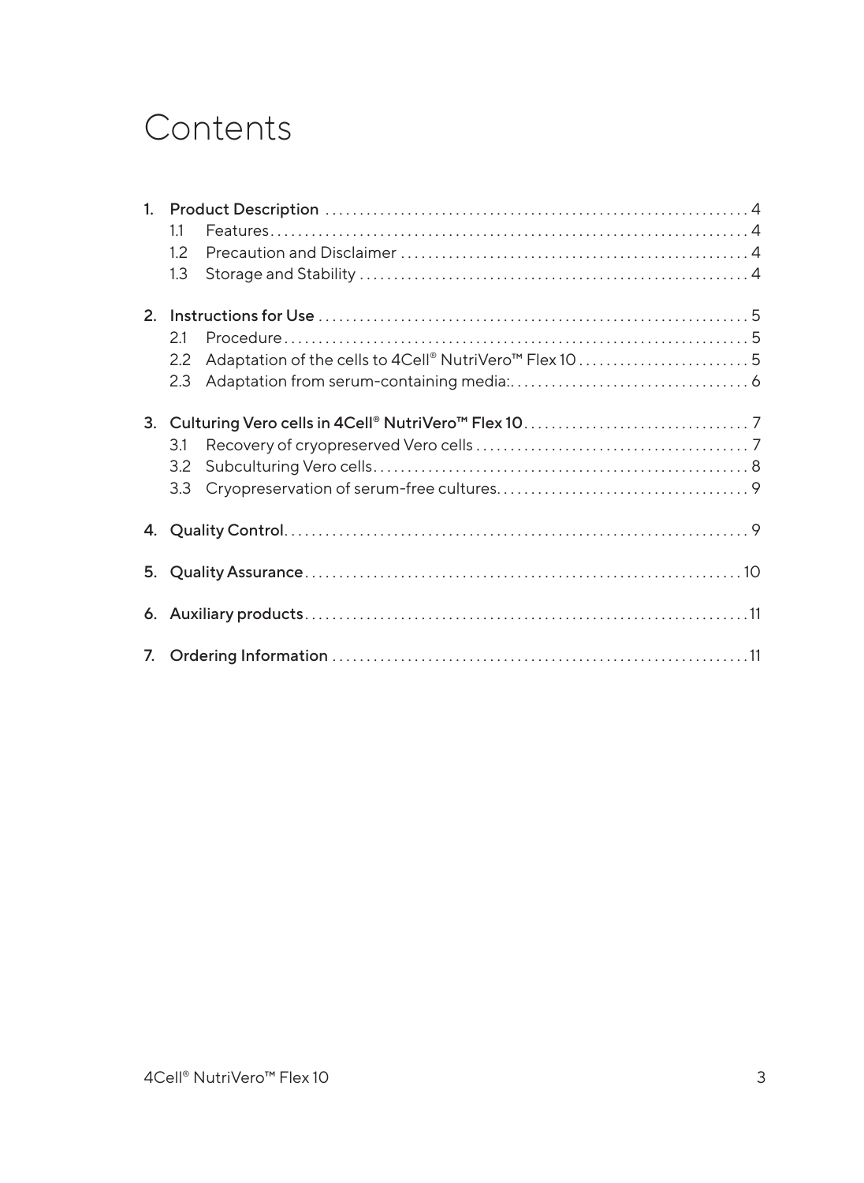# Contents

1. **Product Description** .... 4
   - 1.1 Features .... 4
   - 1.2 Precaution and Disclaimer .... 4
   - 1.3 Storage and Stability .... 4
2. **Instructions for Use** .... 5
   - 2.1 Procedure .... 5
   - 2.2 Adaptation of the cells to 4Cell® NutriVero™ Flex 10 .... 5
   - 2.3 Adaptation from serum-containing media: .... 6
3. **Culturing Vero cells in 4Cell® NutriVero™ Flex 10** .... 7
   - 3.1 Recovery of cryopreserved Vero cells .... 7
   - 3.2 Subculturing Vero cells .... 8
   - 3.3 Cryopreservation of serum-free cultures .... 9
4. **Quality Control** .... 9
5. **Quality Assurance** .... 10
6. **Auxiliary products** .... 11
7. **Ordering Information** .... 11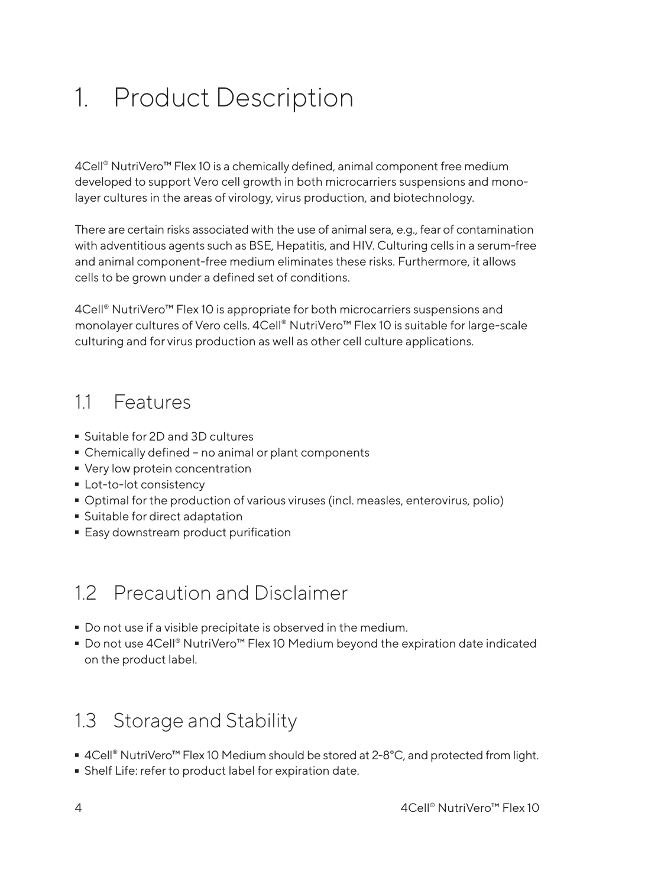# 1. Product Description

4Cell® NutriVero™ Flex 10 is a chemically defined, animal component free medium developed to support Vero cell growth in both microcarriers suspensions and monolayer cultures in the areas of virology, virus production, and biotechnology.

There are certain risks associated with the use of animal sera, e.g., fear of contamination with adventitious agents such as BSE, Hepatitis, and HIV. Culturing cells in a serum-free and animal component-free medium eliminates these risks. Furthermore, it allows cells to be grown under a defined set of conditions.

4Cell® NutriVero™ Flex 10 is appropriate for both microcarriers suspensions and monolayer cultures of Vero cells. 4Cell® NutriVero™ Flex 10 is suitable for large-scale culturing and for virus production as well as other cell culture applications.

## 1.1 Features

- Suitable for 2D and 3D cultures
- Chemically defined – no animal or plant components
- Very low protein concentration
- Lot-to-lot consistency
- Optimal for the production of various viruses (incl. measles, enterovirus, polio)
- Suitable for direct adaptation
- Easy downstream product purification

## 1.2 Precaution and Disclaimer

- Do not use if a visible precipitate is observed in the medium.
- Do not use 4Cell® NutriVero™ Flex 10 Medium beyond the expiration date indicated on the product label.

## 1.3 Storage and Stability

- 4Cell® NutriVero™ Flex 10 Medium should be stored at 2-8°C, and protected from light.
- Shelf Life: refer to product label for expiration date.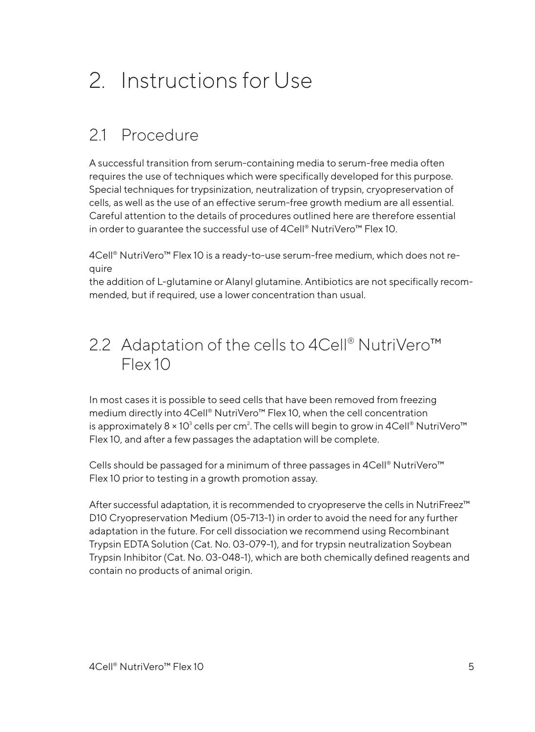# 2. Instructions for Use

## 2.1 Procedure

A successful transition from serum-containing media to serum-free media often requires the use of techniques which were specifically developed for this purpose. Special techniques for trypsinization, neutralization of trypsin, cryopreservation of cells, as well as the use of an effective serum-free growth medium are all essential. Careful attention to the details of procedures outlined here are therefore essential in order to guarantee the successful use of 4Cell® NutriVero™ Flex 10.

4Cell® NutriVero™ Flex 10 is a ready-to-use serum-free medium, which does not require the addition of L-glutamine or Alanyl glutamine. Antibiotics are not specifically recommended, but if required, use a lower concentration than usual.

## 2.2 Adaptation of the cells to 4Cell® NutriVero™ Flex 10

In most cases it is possible to seed cells that have been removed from freezing medium directly into 4Cell® NutriVero™ Flex 10, when the cell concentration is approximately $8 \times 10^3$ cells per $cm^2$. The cells will begin to grow in 4Cell® NutriVero™ Flex 10, and after a few passages the adaptation will be complete.

Cells should be passaged for a minimum of three passages in 4Cell® NutriVero™ Flex 10 prior to testing in a growth promotion assay.

After successful adaptation, it is recommended to cryopreserve the cells in NutriFreez™ D10 Cryopreservation Medium (05-713-1) in order to avoid the need for any further adaptation in the future. For cell dissociation we recommend using Recombinant Trypsin EDTA Solution (Cat. No. 03-079-1), and for trypsin neutralization Soybean Trypsin Inhibitor (Cat. No. 03-048-1), which are both chemically defined reagents and contain no products of animal origin.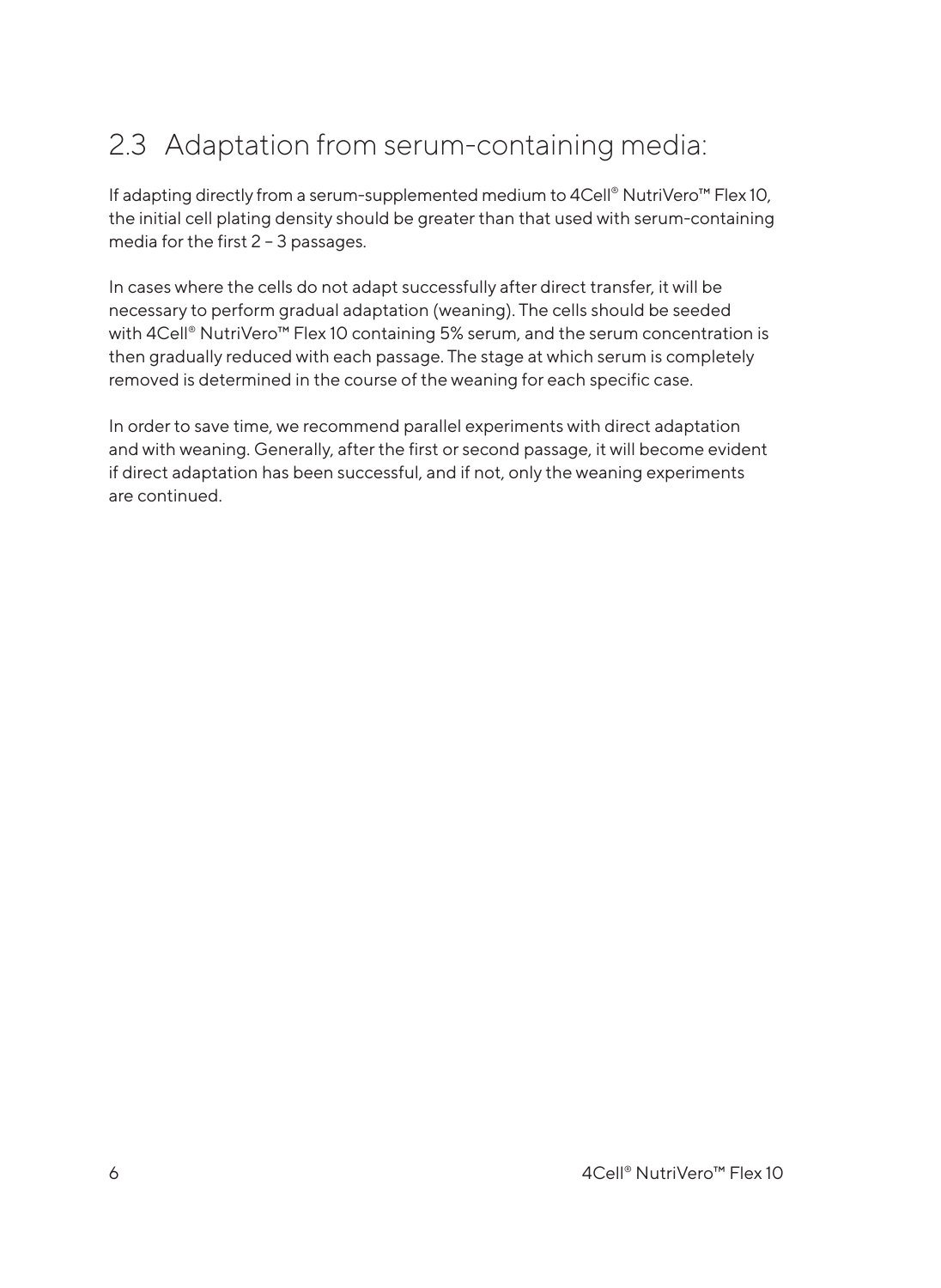## 2.3 Adaptation from serum-containing media:

If adapting directly from a serum-supplemented medium to 4Cell® NutriVero™ Flex 10, the initial cell plating density should be greater than that used with serum-containing media for the first 2 – 3 passages.

In cases where the cells do not adapt successfully after direct transfer, it will be necessary to perform gradual adaptation (weaning). The cells should be seeded with 4Cell® NutriVero™ Flex 10 containing 5% serum, and the serum concentration is then gradually reduced with each passage. The stage at which serum is completely removed is determined in the course of the weaning for each specific case.

In order to save time, we recommend parallel experiments with direct adaptation and with weaning. Generally, after the first or second passage, it will become evident if direct adaptation has been successful, and if not, only the weaning experiments are continued.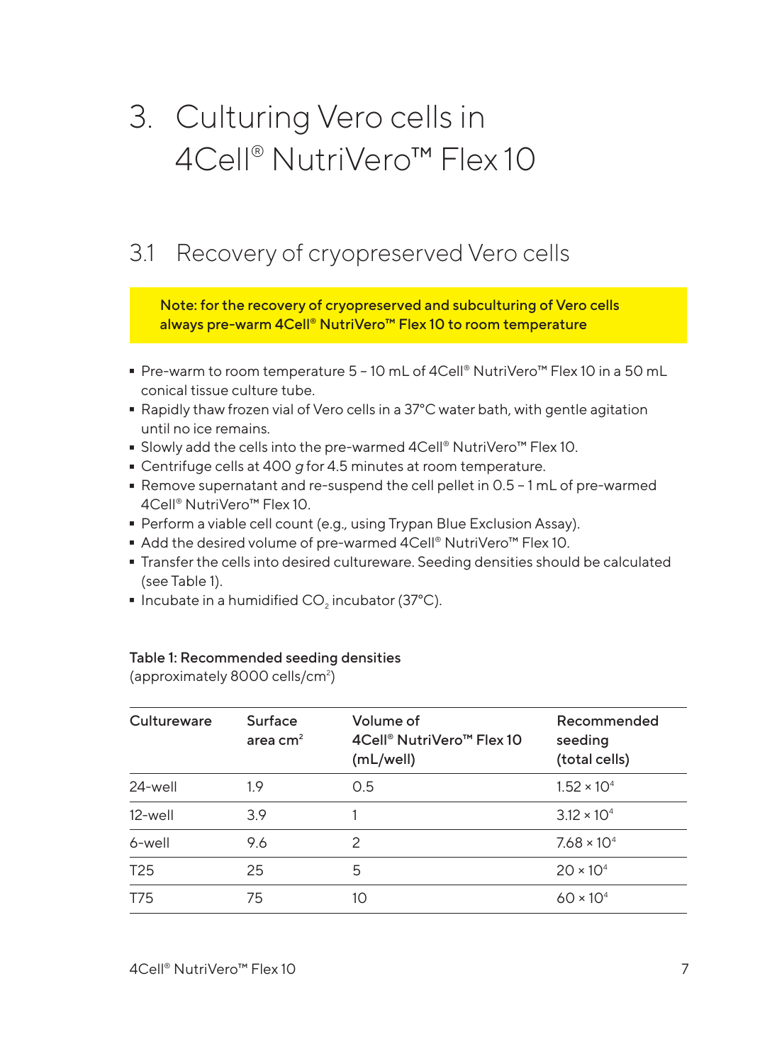# 3. Culturing Vero cells in 4Cell® NutriVero™ Flex 10

## 3.1 Recovery of cryopreserved Vero cells

**Note: for the recovery of cryopreserved and subculturing of Vero cells always pre-warm 4Cell® NutriVero™ Flex 10 to room temperature**

- Pre-warm to room temperature 5 – 10 mL of 4Cell® NutriVero™ Flex 10 in a 50 mL conical tissue culture tube.
- Rapidly thaw frozen vial of Vero cells in a 37°C water bath, with gentle agitation until no ice remains.
- Slowly add the cells into the pre-warmed 4Cell® NutriVero™ Flex 10.
- Centrifuge cells at 400 *g* for 4.5 minutes at room temperature.
- Remove supernatant and re-suspend the cell pellet in 0.5 – 1 mL of pre-warmed 4Cell® NutriVero™ Flex 10.
- Perform a viable cell count (e.g., using Trypan Blue Exclusion Assay).
- Add the desired volume of pre-warmed 4Cell® NutriVero™ Flex 10.
- Transfer the cells into desired cultureware. Seeding densities should be calculated (see Table 1).
- Incubate in a humidified $CO_2$ incubator (37°C).

**Table 1: Recommended seeding densities**
(approximately 8000 cells/$cm^2$)

| Cultureware | Surface area $cm^2$ | Volume of 4Cell® NutriVero™ Flex 10 (mL/well) | Recommended seeding (total cells) |
|---|---|---|---|
| 24-well | 1.9 | 0.5 | $1.52 \times 10^4$ |
| 12-well | 3.9 | 1 | $3.12 \times 10^4$ |
| 6-well | 9.6 | 2 | $7.68 \times 10^4$ |
| T25 | 25 | 5 | $20 \times 10^4$ |
| T75 | 75 | 10 | $60 \times 10^4$ |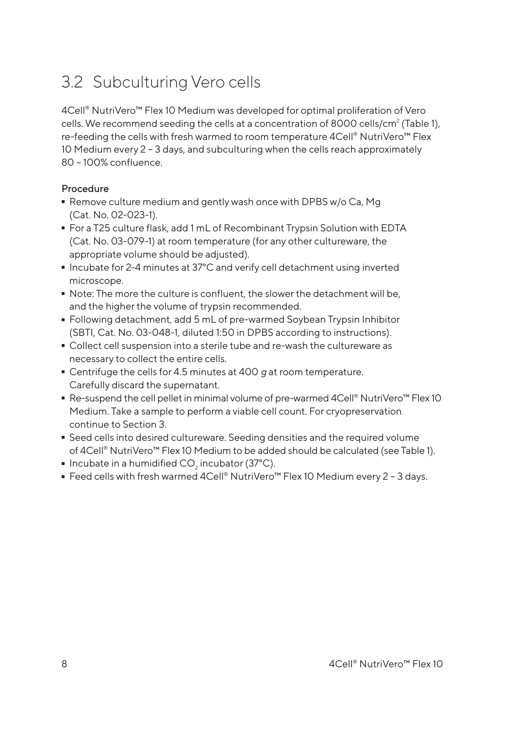## 3.2 Subculturing Vero cells

4Cell® NutriVero™ Flex 10 Medium was developed for optimal proliferation of Vero cells. We recommend seeding the cells at a concentration of 8000 cells/$cm^2$ (Table 1), re-feeding the cells with fresh warmed to room temperature 4Cell® NutriVero™ Flex 10 Medium every 2 – 3 days, and subculturing when the cells reach approximately 80 – 100% confluence.

### Procedure

- Remove culture medium and gently wash once with DPBS w/o Ca, Mg (Cat. No. 02-023-1).
- For a T25 culture flask, add 1 mL of Recombinant Trypsin Solution with EDTA (Cat. No. 03-079-1) at room temperature (for any other cultureware, the appropriate volume should be adjusted).
- Incubate for 2-4 minutes at 37°C and verify cell detachment using inverted microscope.
- Note: The more the culture is confluent, the slower the detachment will be, and the higher the volume of trypsin recommended.
- Following detachment, add 5 mL of pre-warmed Soybean Trypsin Inhibitor (SBTI, Cat. No. 03-048-1, diluted 1:50 in DPBS according to instructions).
- Collect cell suspension into a sterile tube and re-wash the cultureware as necessary to collect the entire cells.
- Centrifuge the cells for 4.5 minutes at 400 *g* at room temperature. Carefully discard the supernatant.
- Re-suspend the cell pellet in minimal volume of pre-warmed 4Cell® NutriVero™ Flex 10 Medium. Take a sample to perform a viable cell count. For cryopreservation continue to Section 3.
- Seed cells into desired cultureware. Seeding densities and the required volume of 4Cell® NutriVero™ Flex 10 Medium to be added should be calculated (see Table 1).
- Incubate in a humidified $CO_2$ incubator (37°C).
- Feed cells with fresh warmed 4Cell® NutriVero™ Flex 10 Medium every 2 – 3 days.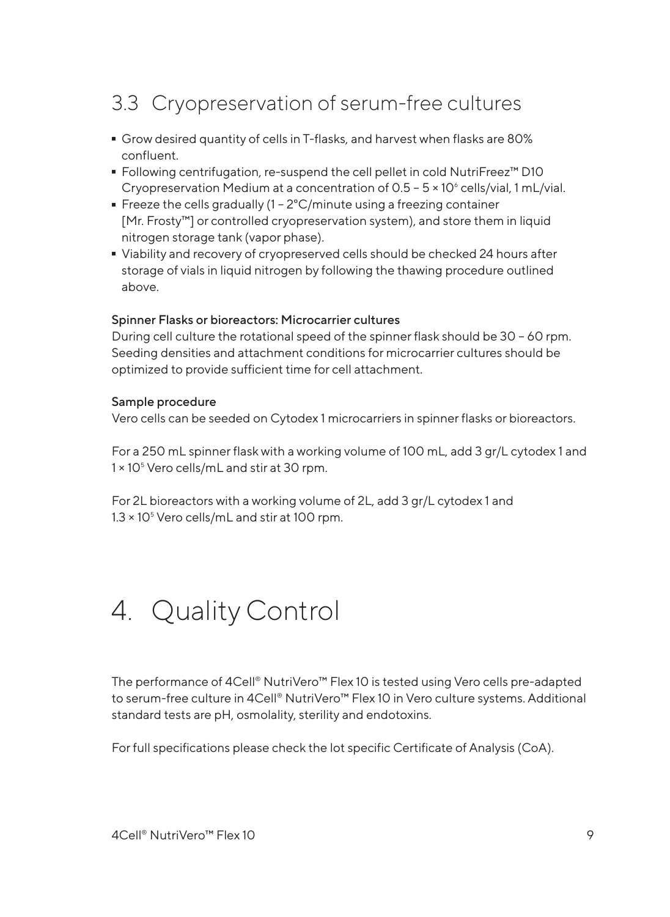## 3.3 Cryopreservation of serum-free cultures

- Grow desired quantity of cells in T-flasks, and harvest when flasks are 80% confluent.
- Following centrifugation, re-suspend the cell pellet in cold NutriFreez™ D10 Cryopreservation Medium at a concentration of $0.5 - 5 \times 10^6$ cells/vial, 1 mL/vial.
- Freeze the cells gradually (1 – 2°C/minute using a freezing container [Mr. Frosty™] or controlled cryopreservation system), and store them in liquid nitrogen storage tank (vapor phase).
- Viability and recovery of cryopreserved cells should be checked 24 hours after storage of vials in liquid nitrogen by following the thawing procedure outlined above.

**Spinner Flasks or bioreactors: Microcarrier cultures**

During cell culture the rotational speed of the spinner flask should be 30 – 60 rpm. Seeding densities and attachment conditions for microcarrier cultures should be optimized to provide sufficient time for cell attachment.

**Sample procedure**

Vero cells can be seeded on Cytodex 1 microcarriers in spinner flasks or bioreactors.

For a 250 mL spinner flask with a working volume of 100 mL, add 3 gr/L cytodex 1 and $1 \times 10^5$ Vero cells/mL and stir at 30 rpm.

For 2L bioreactors with a working volume of 2L, add 3 gr/L cytodex 1 and $1.3 \times 10^5$ Vero cells/mL and stir at 100 rpm.

# 4. Quality Control

The performance of 4Cell® NutriVero™ Flex 10 is tested using Vero cells pre-adapted to serum-free culture in 4Cell® NutriVero™ Flex 10 in Vero culture systems. Additional standard tests are pH, osmolality, sterility and endotoxins.

For full specifications please check the lot specific Certificate of Analysis (CoA).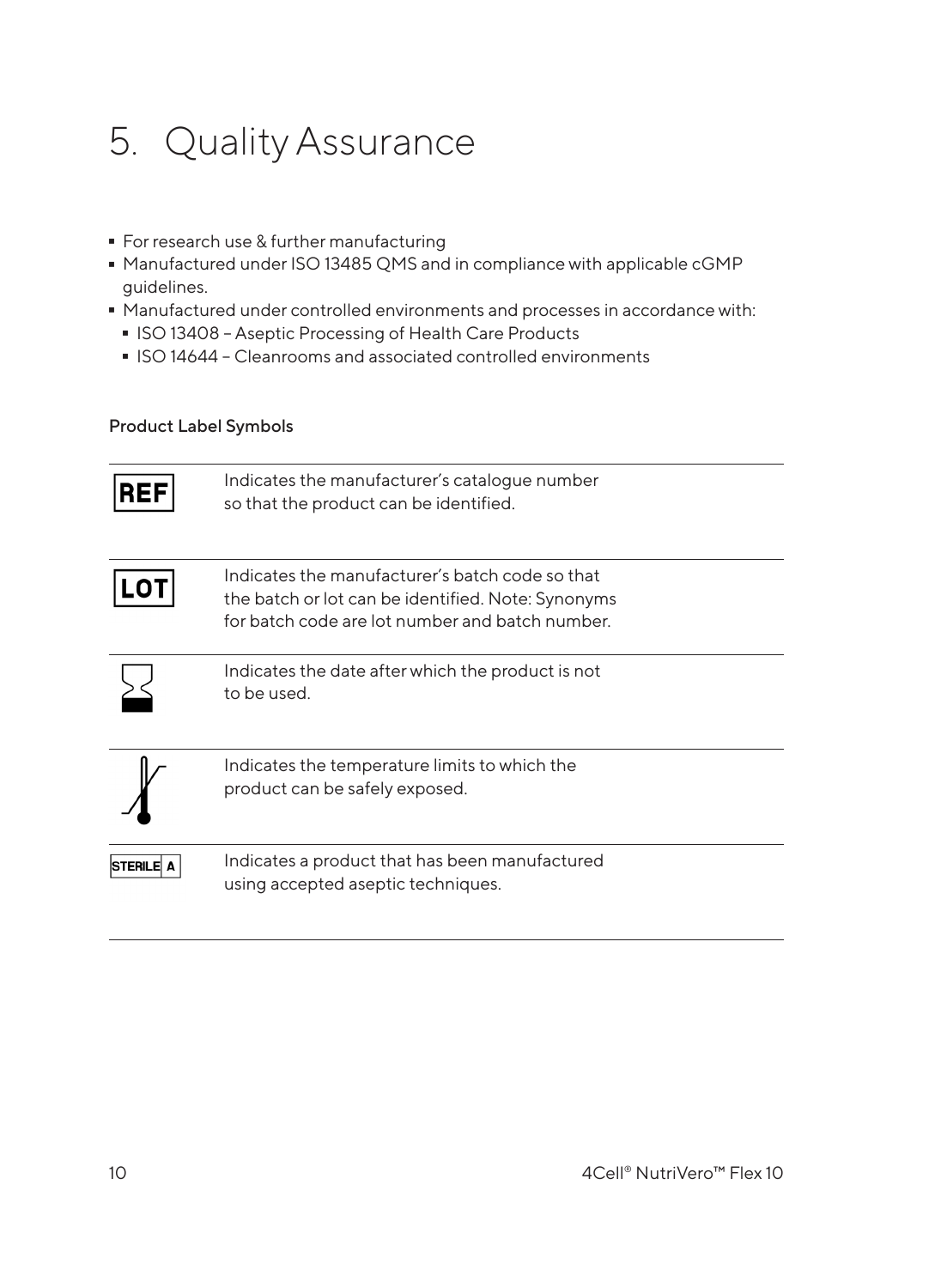# 5. Quality Assurance

- For research use & further manufacturing
- Manufactured under ISO 13485 QMS and in compliance with applicable cGMP guidelines.
- Manufactured under controlled environments and processes in accordance with:
  - ISO 13408 – Aseptic Processing of Health Care Products
  - ISO 14644 – Cleanrooms and associated controlled environments

### Product Label Symbols

| Symbol | Description |
| --- | --- |
| REF | Indicates the manufacturer's catalogue number so that the product can be identified. |
| LOT | Indicates the manufacturer's batch code so that the batch or lot can be identified. Note: Synonyms for batch code are lot number and batch number. |
| (Hourglass) | Indicates the date after which the product is not to be used. |
| (Thermometer) | Indicates the temperature limits to which the product can be safely exposed. |
| STERILE A | Indicates a product that has been manufactured using accepted aseptic techniques. |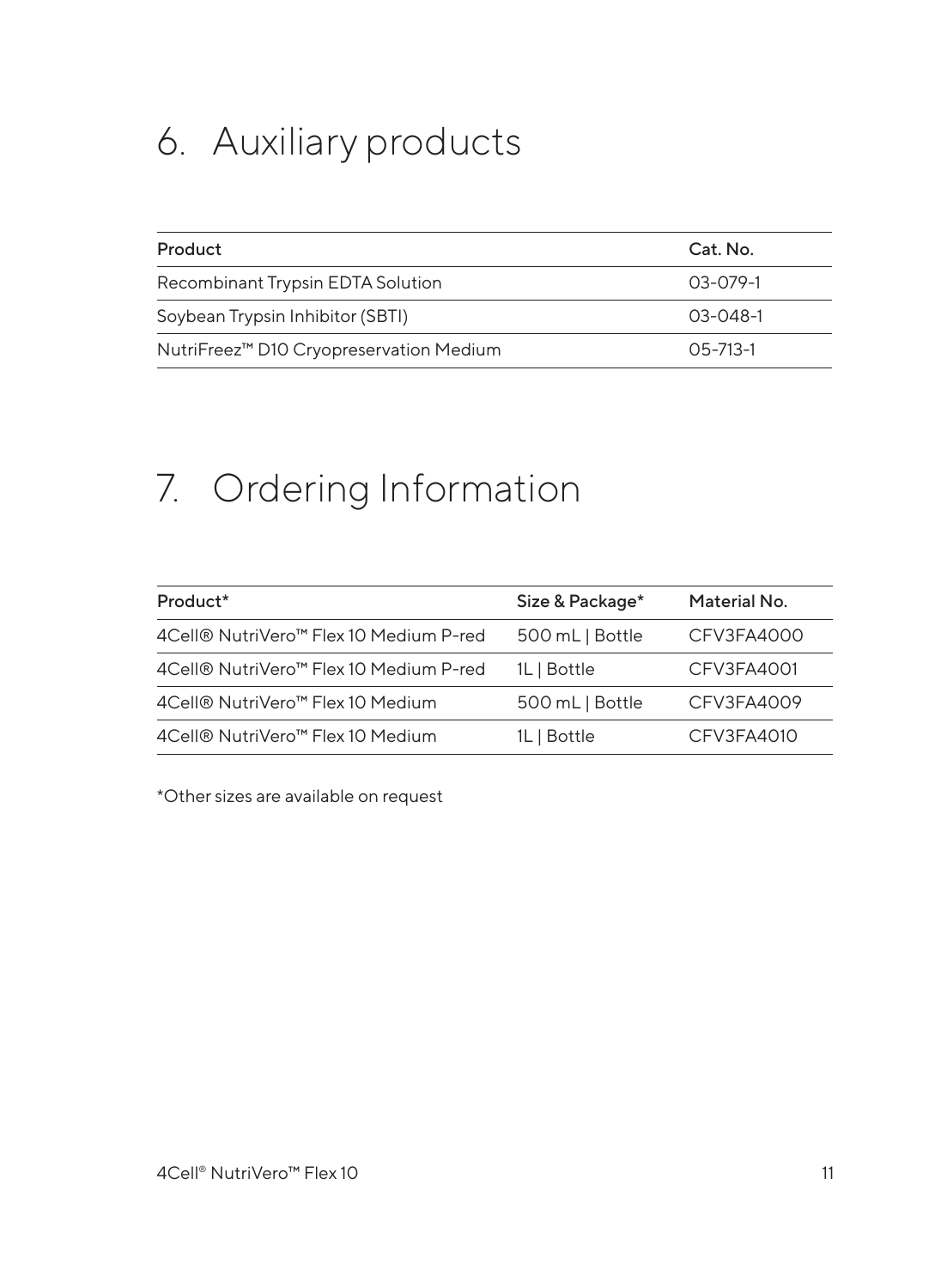# 6. Auxiliary products

| Product | Cat. No. |
| --- | --- |
| Recombinant Trypsin EDTA Solution | 03-079-1 |
| Soybean Trypsin Inhibitor (SBTI) | 03-048-1 |
| NutriFreez™ D10 Cryopreservation Medium | 05-713-1 |

# 7. Ordering Information

| Product* | Size & Package* | Material No. |
| --- | --- | --- |
| 4Cell® NutriVero™ Flex 10 Medium P-red | 500 mL \| Bottle | CFV3FA4000 |
| 4Cell® NutriVero™ Flex 10 Medium P-red | 1L \| Bottle | CFV3FA4001 |
| 4Cell® NutriVero™ Flex 10 Medium | 500 mL \| Bottle | CFV3FA4009 |
| 4Cell® NutriVero™ Flex 10 Medium | 1L \| Bottle | CFV3FA4010 |

*Other sizes are available on request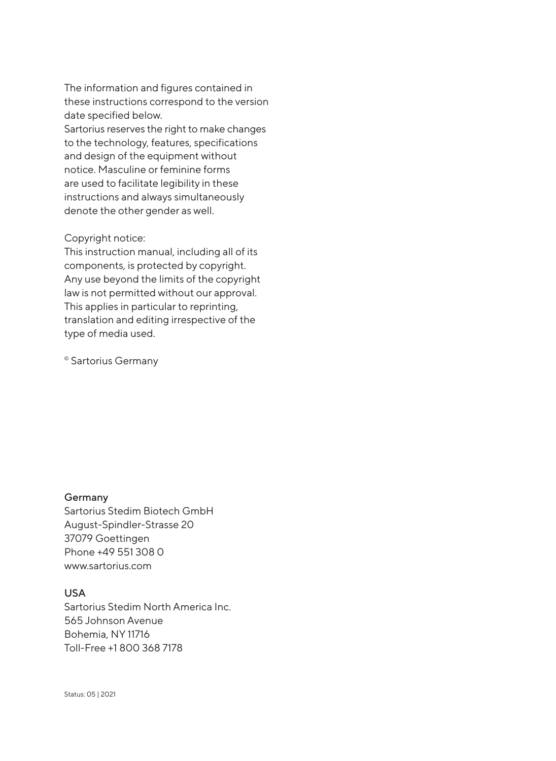The information and figures contained in these instructions correspond to the version date specified below.
Sartorius reserves the right to make changes to the technology, features, specifications and design of the equipment without notice. Masculine or feminine forms are used to facilitate legibility in these instructions and always simultaneously denote the other gender as well.

Copyright notice:
This instruction manual, including all of its components, is protected by copyright. Any use beyond the limits of the copyright law is not permitted without our approval. This applies in particular to reprinting, translation and editing irrespective of the type of media used.

© Sartorius Germany

**Germany**
Sartorius Stedim Biotech GmbH
August-Spindler-Strasse 20
37079 Goettingen
Phone +49 551 308 0
www.sartorius.com

**USA**
Sartorius Stedim North America Inc.
565 Johnson Avenue
Bohemia, NY 11716
Toll-Free +1 800 368 7178

Status: 05 | 2021